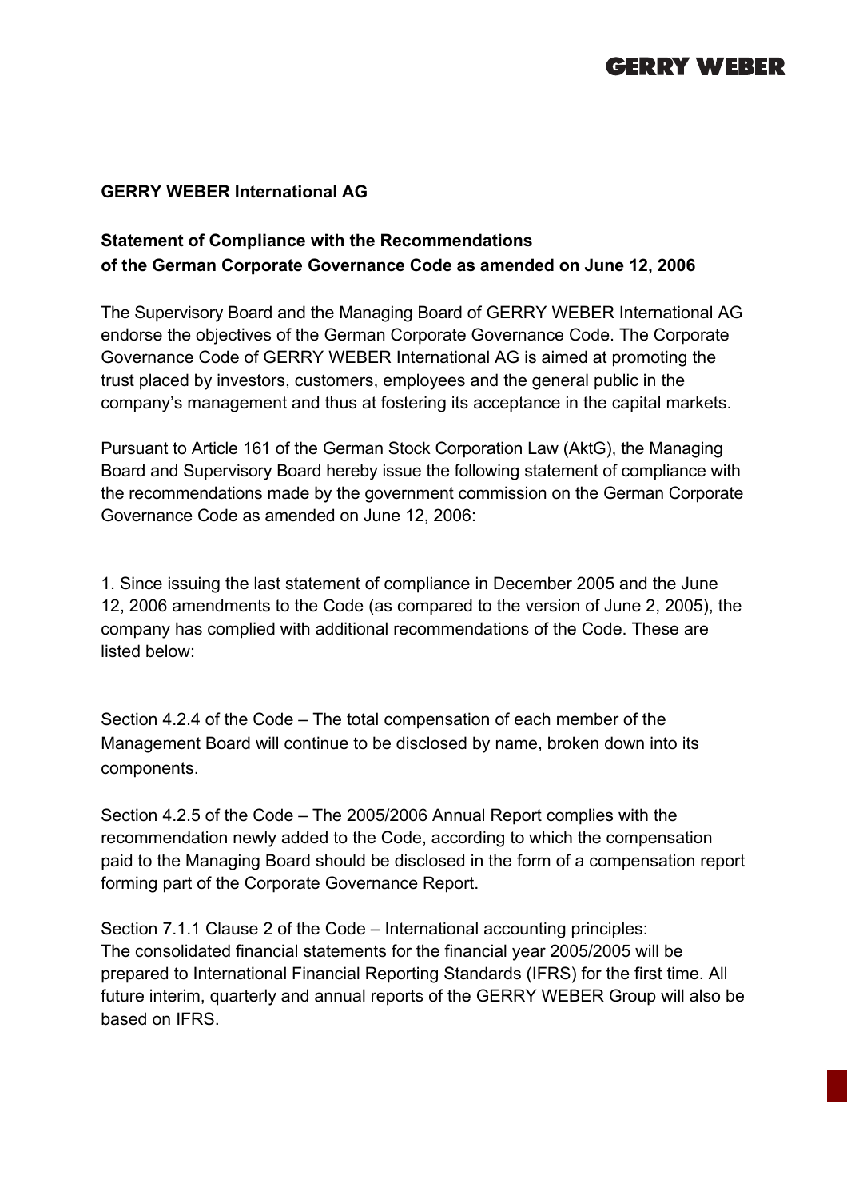**GERRY WEBER International AG**

**Statement of Compliance with the Recommendations of the German Corporate Governance Code as amended on June 12, 2006**

The Supervisory Board and the Managing Board of GERRY WEBER International AG endorse the objectives of the German Corporate Governance Code. The Corporate Governance Code of GERRY WEBER International AG is aimed at promoting the trust placed by investors, customers, employees and the general public in the company's management and thus at fostering its acceptance in the capital markets.

Pursuant to Article 161 of the German Stock Corporation Law (AktG), the Managing Board and Supervisory Board hereby issue the following statement of compliance with the recommendations made by the government commission on the German Corporate Governance Code as amended on June 12, 2006:

1. Since issuing the last statement of compliance in December 2005 and the June 12, 2006 amendments to the Code (as compared to the version of June 2, 2005), the company has complied with additional recommendations of the Code. These are listed below:

Section 4.2.4 of the Code – The total compensation of each member of the Management Board will continue to be disclosed by name, broken down into its components.

Section 4.2.5 of the Code – The 2005/2006 Annual Report complies with the recommendation newly added to the Code, according to which the compensation paid to the Managing Board should be disclosed in the form of a compensation report forming part of the Corporate Governance Report.

Section 7.1.1 Clause 2 of the Code – International accounting principles: The consolidated financial statements for the financial year 2005/2005 will be prepared to International Financial Reporting Standards (IFRS) for the first time. All future interim, quarterly and annual reports of the GERRY WEBER Group will also be based on IFRS.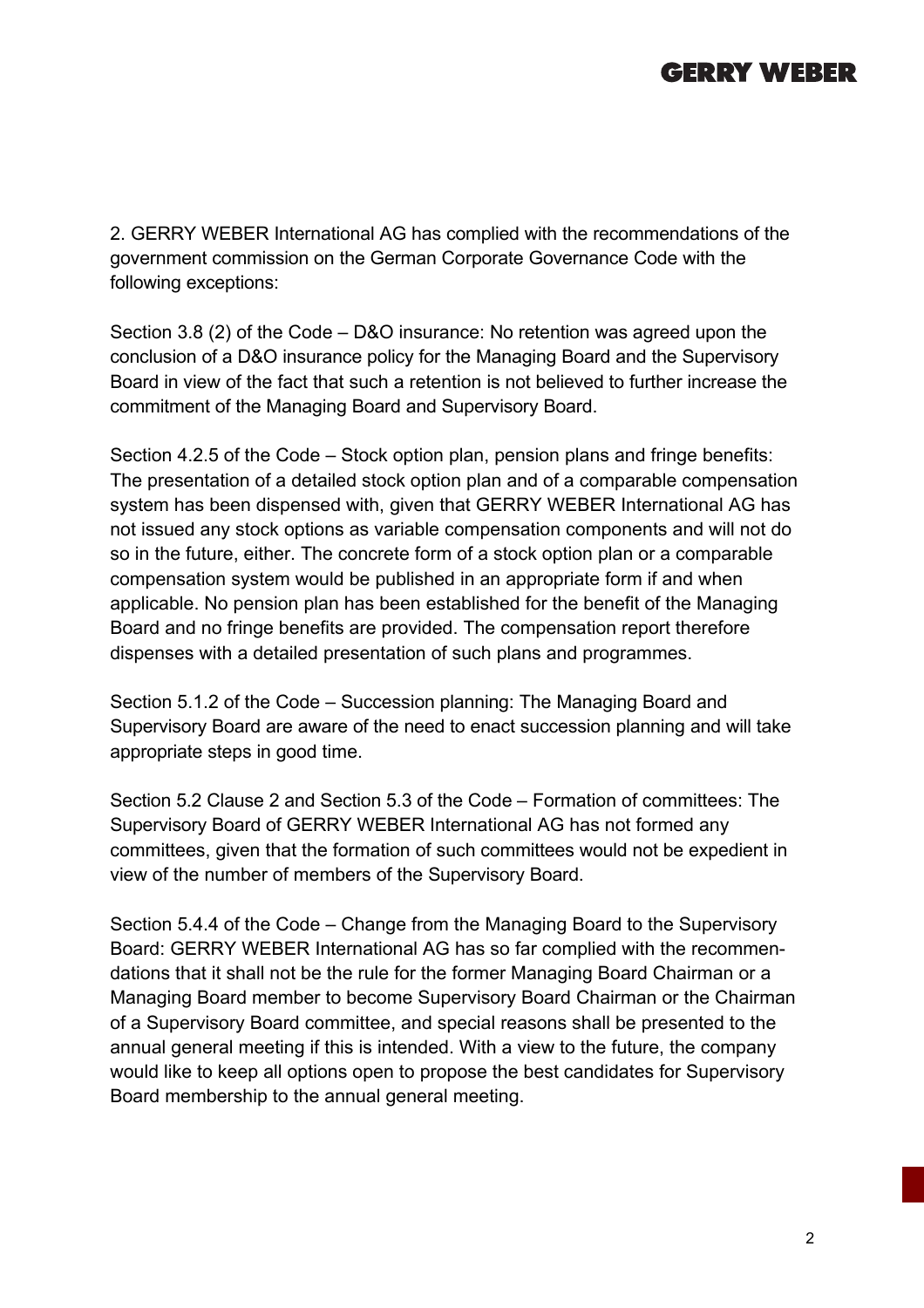2. GERRY WEBER International AG has complied with the recommendations of the government commission on the German Corporate Governance Code with the following exceptions:

Section 3.8 (2) of the Code – D&O insurance: No retention was agreed upon the conclusion of a D&O insurance policy for the Managing Board and the Supervisory Board in view of the fact that such a retention is not believed to further increase the commitment of the Managing Board and Supervisory Board.

Section 4.2.5 of the Code – Stock option plan, pension plans and fringe benefits: The presentation of a detailed stock option plan and of a comparable compensation system has been dispensed with, given that GERRY WEBER International AG has not issued any stock options as variable compensation components and will not do so in the future, either. The concrete form of a stock option plan or a comparable compensation system would be published in an appropriate form if and when applicable. No pension plan has been established for the benefit of the Managing Board and no fringe benefits are provided. The compensation report therefore dispenses with a detailed presentation of such plans and programmes.

Section 5.1.2 of the Code – Succession planning: The Managing Board and Supervisory Board are aware of the need to enact succession planning and will take appropriate steps in good time.

Section 5.2 Clause 2 and Section 5.3 of the Code – Formation of committees: The Supervisory Board of GERRY WEBER International AG has not formed any committees, given that the formation of such committees would not be expedient in view of the number of members of the Supervisory Board.

Section 5.4.4 of the Code – Change from the Managing Board to the Supervisory Board: GERRY WEBER International AG has so far complied with the recommendations that it shall not be the rule for the former Managing Board Chairman or a Managing Board member to become Supervisory Board Chairman or the Chairman of a Supervisory Board committee, and special reasons shall be presented to the annual general meeting if this is intended. With a view to the future, the company would like to keep all options open to propose the best candidates for Supervisory Board membership to the annual general meeting.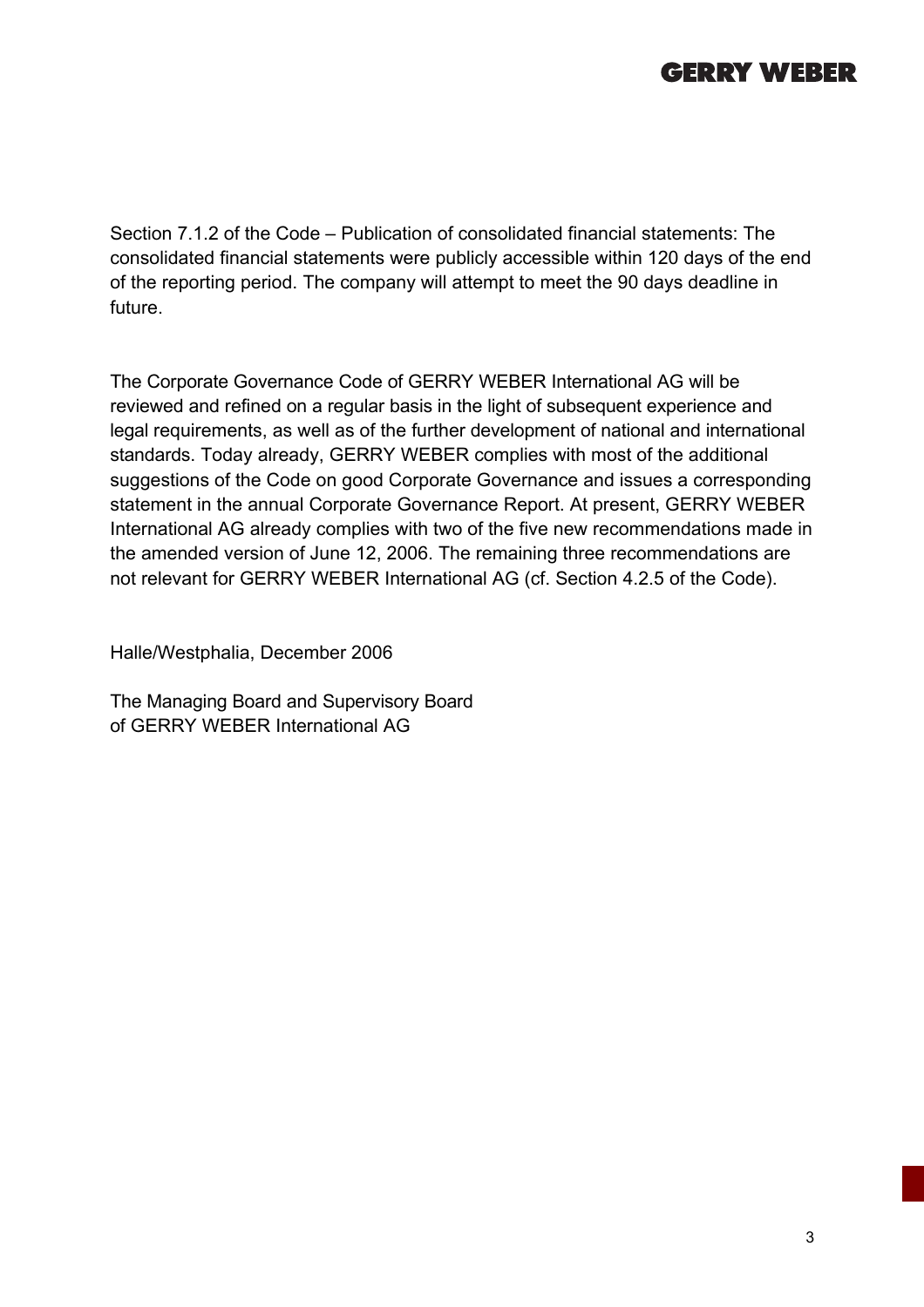Section 7.1.2 of the Code – Publication of consolidated financial statements: The consolidated financial statements were publicly accessible within 120 days of the end of the reporting period. The company will attempt to meet the 90 days deadline in future.

The Corporate Governance Code of GERRY WEBER International AG will be reviewed and refined on a regular basis in the light of subsequent experience and legal requirements, as well as of the further development of national and international standards. Today already, GERRY WEBER complies with most of the additional suggestions of the Code on good Corporate Governance and issues a corresponding statement in the annual Corporate Governance Report. At present, GERRY WEBER International AG already complies with two of the five new recommendations made in the amended version of June 12, 2006. The remaining three recommendations are not relevant for GERRY WEBER International AG (cf. Section 4.2.5 of the Code).

Halle/Westphalia, December 2006

The Managing Board and Supervisory Board
of GERRY WEBER International AG